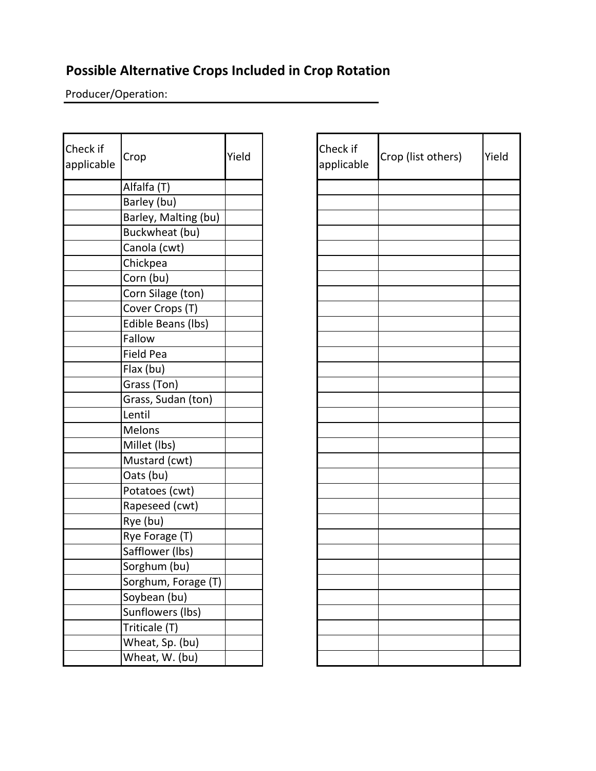## Possible Alternative Crops Included in Crop Rotation

Producer/Operation: ____________________________________________

| Check if applicable | Crop | Yield |
|---|---|---|
| | Alfalfa (T) | |
| | Barley (bu) | |
| | Barley, Malting (bu) | |
| | Buckwheat (bu) | |
| | Canola (cwt) | |
| | Chickpea | |
| | Corn (bu) | |
| | Corn Silage (ton) | |
| | Cover Crops (T) | |
| | Edible Beans (lbs) | |
| | Fallow | |
| | Field Pea | |
| | Flax (bu) | |
| | Grass (Ton) | |
| | Grass, Sudan (ton) | |
| | Lentil | |
| | Melons | |
| | Millet (lbs) | |
| | Mustard (cwt) | |
| | Oats (bu) | |
| | Potatoes (cwt) | |
| | Rapeseed (cwt) | |
| | Rye (bu) | |
| | Rye Forage (T) | |
| | Safflower (lbs) | |
| | Sorghum (bu) | |
| | Sorghum, Forage (T) | |
| | Soybean (bu) | |
| | Sunflowers (lbs) | |
| | Triticale (T) | |
| | Wheat, Sp. (bu) | |
| | Wheat, W. (bu) | |

| Check if applicable | Crop (list others) | Yield |
|---|---|---|
| | | |
| | | |
| | | |
| | | |
| | | |
| | | |
| | | |
| | | |
| | | |
| | | |
| | | |
| | | |
| | | |
| | | |
| | | |
| | | |
| | | |
| | | |
| | | |
| | | |
| | | |
| | | |
| | | |
| | | |
| | | |
| | | |
| | | |
| | | |
| | | |
| | | |
| | | |
| | | |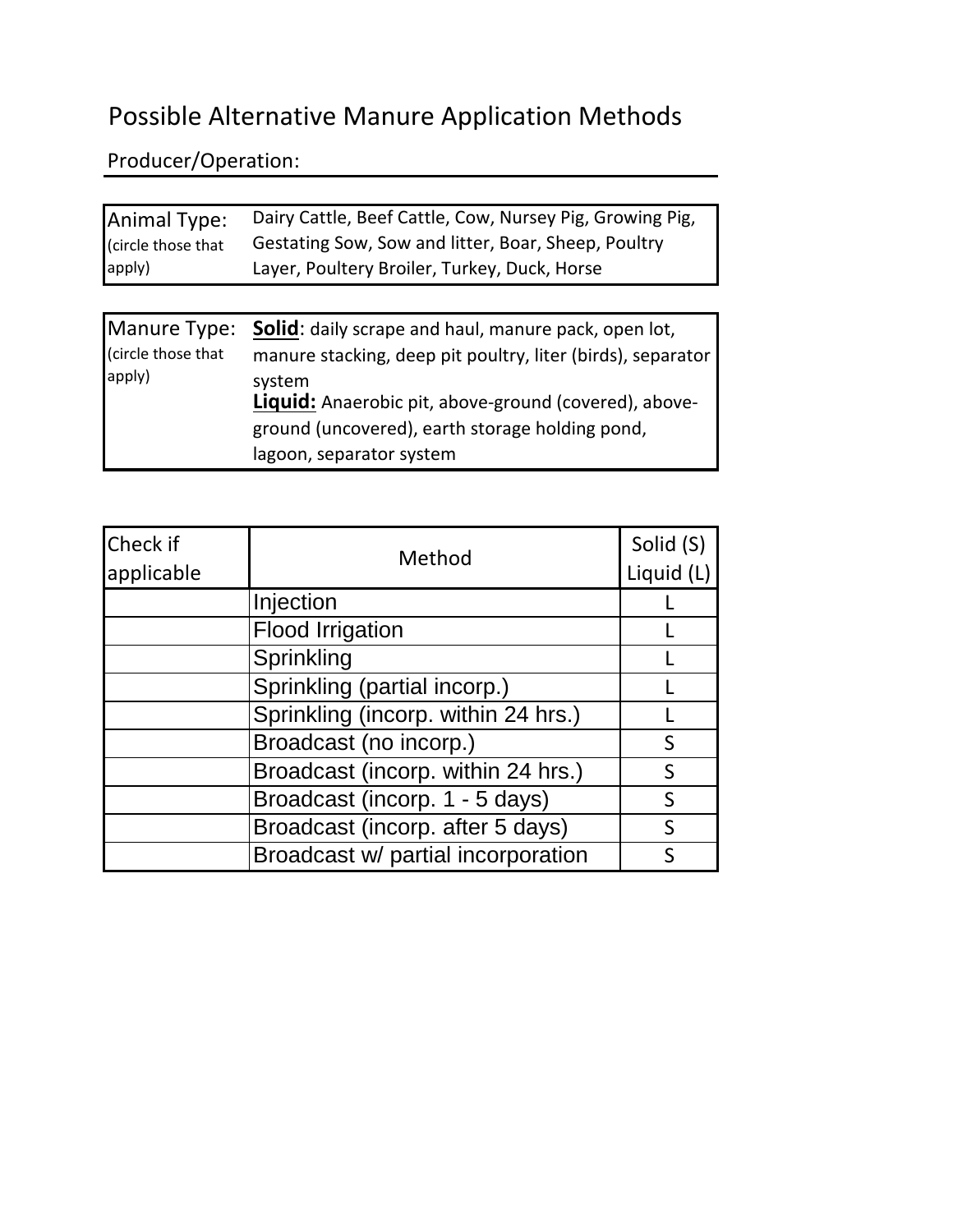# Possible Alternative Manure Application Methods

Producer/Operation:

| | |
|---|---|
| Animal Type: (circle those that apply) | Dairy Cattle, Beef Cattle, Cow, Nursey Pig, Growing Pig, Gestating Sow, Sow and litter, Boar, Sheep, Poultry Layer, Poultery Broiler, Turkey, Duck, Horse |

| | |
|---|---|
| Manure Type: (circle those that apply) | **Solid**: daily scrape and haul, manure pack, open lot, manure stacking, deep pit poultry, liter (birds), separator system<br>**Liquid:** Anaerobic pit, above-ground (covered), above-ground (uncovered), earth storage holding pond, lagoon, separator system |

| Check if applicable | Method | Solid (S) Liquid (L) |
|---|---|---|
| | Injection | L |
| | Flood Irrigation | L |
| | Sprinkling | L |
| | Sprinkling (partial incorp.) | L |
| | Sprinkling (incorp. within 24 hrs.) | L |
| | Broadcast (no incorp.) | S |
| | Broadcast (incorp. within 24 hrs.) | S |
| | Broadcast (incorp. 1 - 5 days) | S |
| | Broadcast (incorp. after 5 days) | S |
| | Broadcast w/ partial incorporation | S |